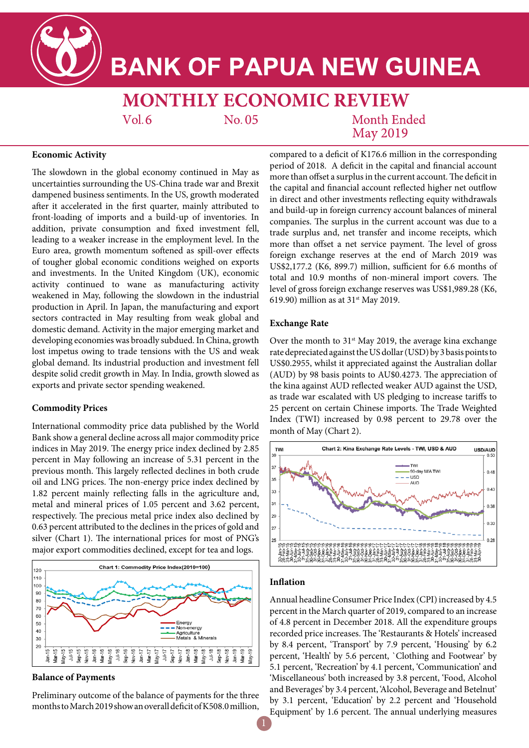# BANK OF PAPUA NEW GUINEA

## MONTHLY ECONOMIC REVIEW

Vol. 6 No. 05 Month Ended May 2019

### Economic Activity

The slowdown in the global economy continued in May as uncertainties surrounding the US-China trade war and Brexit dampened business sentiments. In the US, growth moderated after it accelerated in the first quarter, mainly attributed to front-loading of imports and a build-up of inventories. In addition, private consumption and fixed investment fell, leading to a weaker increase in the employment level. In the Euro area, growth momentum softened as spill-over effects of tougher global economic conditions weighed on exports and investments. In the United Kingdom (UK), economic activity continued to wane as manufacturing activity weakened in May, following the slowdown in the industrial production in April. In Japan, the manufacturing and export sectors contracted in May resulting from weak global and domestic demand. Activity in the major emerging market and developing economies was broadly subdued. In China, growth lost impetus owing to trade tensions with the US and weak global demand. Its industrial production and investment fell despite solid credit growth in May. In India, growth slowed as exports and private sector spending weakened.

### Commodity Prices

International commodity price data published by the World Bank show a general decline across all major commodity price indices in May 2019. The energy price index declined by 2.85 percent in May following an increase of 5.31 percent in the previous month. This largely reflected declines in both crude oil and LNG prices. The non-energy price index declined by 1.82 percent mainly reflecting falls in the agriculture and, metal and mineral prices of 1.05 percent and 3.62 percent, respectively. The precious metal price index also declined by 0.63 percent attributed to the declines in the prices of gold and silver (Chart 1). The international prices for most of PNG's major export commodities declined, except for tea and logs.

Chart 1: Commodity Price Index(2010=100)

### Balance of Payments

Preliminary outcome of the balance of payments for the three months to March 2019 show an overall deficit of K508.0 million, compared to a deficit of K176.6 million in the corresponding period of 2018. A deficit in the capital and financial account more than offset a surplus in the current account. The deficit in the capital and financial account reflected higher net outflow in direct and other investments reflecting equity withdrawals and build-up in foreign currency account balances of mineral companies. The surplus in the current account was due to a trade surplus and, net transfer and income receipts, which more than offset a net service payment. The level of gross foreign exchange reserves at the end of March 2019 was US$2,177.2 (K6, 899.7) million, sufficient for 6.6 months of total and 10.9 months of non-mineral import covers. The level of gross foreign exchange reserves was US$1,989.28 (K6, 619.90) million as at 31st May 2019.

### Exchange Rate

Over the month to 31st May 2019, the average kina exchange rate depreciated against the US dollar (USD) by 3 basis points to US$0.2955, whilst it appreciated against the Australian dollar (AUD) by 98 basis points to AU$0.4273. The appreciation of the kina against AUD reflected weaker AUD against the USD, as trade war escalated with US pledging to increase tariffs to 25 percent on certain Chinese imports. The Trade Weighted Index (TWI) increased by 0.98 percent to 29.78 over the month of May (Chart 2).

Chart 2: Kina Exchange Rate Levels - TWI, USD & AUD

### Inflation

Annual headline Consumer Price Index (CPI) increased by 4.5 percent in the March quarter of 2019, compared to an increase of 4.8 percent in December 2018. All the expenditure groups recorded price increases. The 'Restaurants & Hotels' increased by 8.4 percent, 'Transport' by 7.9 percent, 'Housing' by 6.2 percent, 'Health' by 5.6 percent, `Clothing and Footwear' by 5.1 percent, 'Recreation' by 4.1 percent, 'Communication' and 'Miscellaneous' both increased by 3.8 percent, 'Food, Alcohol and Beverages' by 3.4 percent, 'Alcohol, Beverage and Betelnut' by 3.1 percent, 'Education' by 2.2 percent and 'Household Equipment' by 1.6 percent. The annual underlying measures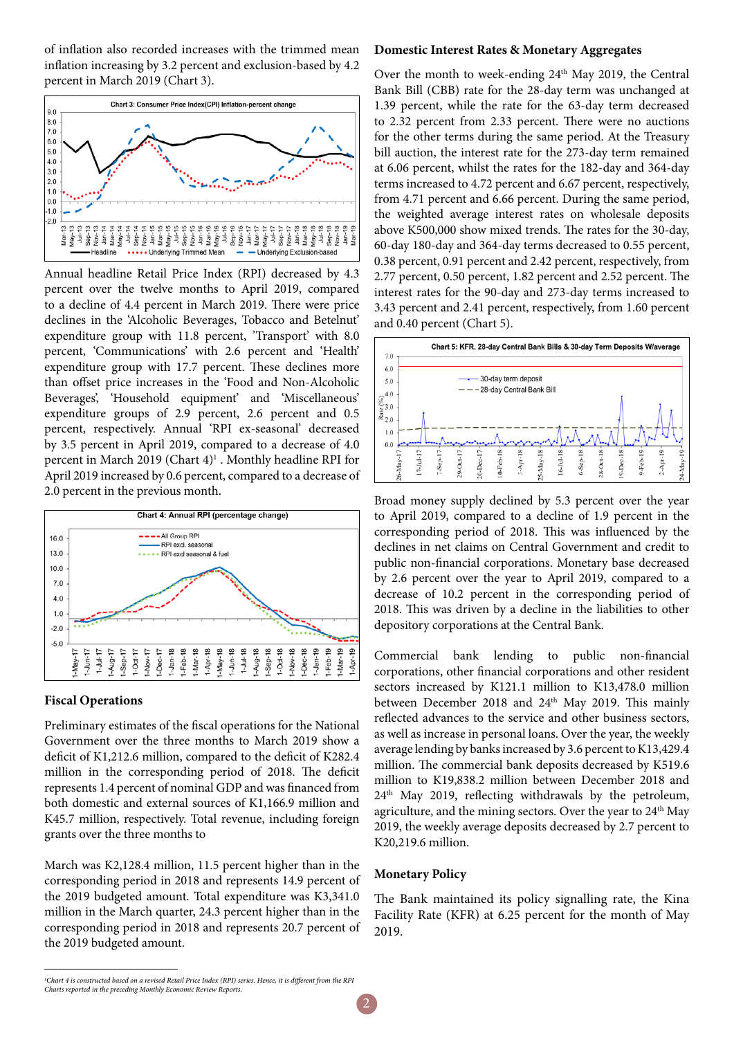of inflation also recorded increases with the trimmed mean inflation increasing by 3.2 percent and exclusion-based by 4.2 percent in March 2019 (Chart 3).

Chart 3: Consumer Price Index(CPI) Inflation-percent change

Annual headline Retail Price Index (RPI) decreased by 4.3 percent over the twelve months to April 2019, compared to a decline of 4.4 percent in March 2019. There were price declines in the 'Alcoholic Beverages, Tobacco and Betelnut' expenditure group with 11.8 percent, 'Transport' with 8.0 percent, 'Communications' with 2.6 percent and 'Health' expenditure group with 17.7 percent. These declines more than offset price increases in the 'Food and Non-Alcoholic Beverages', 'Household equipment' and 'Miscellaneous' expenditure groups of 2.9 percent, 2.6 percent and 0.5 percent, respectively. Annual 'RPI ex-seasonal' decreased by 3.5 percent in April 2019, compared to a decrease of 4.0 percent in March 2019 (Chart 4)[1] . Monthly headline RPI for April 2019 increased by 0.6 percent, compared to a decrease of 2.0 percent in the previous month.

Chart 4: Annual RPI (percentage change)

## Fiscal Operations

Preliminary estimates of the fiscal operations for the National Government over the three months to March 2019 show a deficit of K1,212.6 million, compared to the deficit of K282.4 million in the corresponding period of 2018. The deficit represents 1.4 percent of nominal GDP and was financed from both domestic and external sources of K1,166.9 million and K45.7 million, respectively. Total revenue, including foreign grants over the three months to

March was K2,128.4 million, 11.5 percent higher than in the corresponding period in 2018 and represents 14.9 percent of the 2019 budgeted amount. Total expenditure was K3,341.0 million in the March quarter, 24.3 percent higher than in the corresponding period in 2018 and represents 20.7 percent of the 2019 budgeted amount.

## Domestic Interest Rates & Monetary Aggregates

Over the month to week-ending 24th May 2019, the Central Bank Bill (CBB) rate for the 28-day term was unchanged at 1.39 percent, while the rate for the 63-day term decreased to 2.32 percent from 2.33 percent. There were no auctions for the other terms during the same period. At the Treasury bill auction, the interest rate for the 273-day term remained at 6.06 percent, whilst the rates for the 182-day and 364-day terms increased to 4.72 percent and 6.67 percent, respectively, from 4.71 percent and 6.66 percent. During the same period, the weighted average interest rates on wholesale deposits above K500,000 show mixed trends. The rates for the 30-day, 60-day 180-day and 364-day terms decreased to 0.55 percent, 0.38 percent, 0.91 percent and 2.42 percent, respectively, from 2.77 percent, 0.50 percent, 1.82 percent and 2.52 percent. The interest rates for the 90-day and 273-day terms increased to 3.43 percent and 2.41 percent, respectively, from 1.60 percent and 0.40 percent (Chart 5).

Chart 5: KFR, 28-day Central Bank Bills & 30-day Term Deposits W/average

Broad money supply declined by 5.3 percent over the year to April 2019, compared to a decline of 1.9 percent in the corresponding period of 2018. This was influenced by the declines in net claims on Central Government and credit to public non-financial corporations. Monetary base decreased by 2.6 percent over the year to April 2019, compared to a decrease of 10.2 percent in the corresponding period of 2018. This was driven by a decline in the liabilities to other depository corporations at the Central Bank.

Commercial bank lending to public non-financial corporations, other financial corporations and other resident sectors increased by K121.1 million to K13,478.0 million between December 2018 and 24th May 2019. This mainly reflected advances to the service and other business sectors, as well as increase in personal loans. Over the year, the weekly average lending by banks increased by 3.6 percent to K13,429.4 million. The commercial bank deposits decreased by K519.6 million to K19,838.2 million between December 2018 and 24th May 2019, reflecting withdrawals by the petroleum, agriculture, and the mining sectors. Over the year to 24th May 2019, the weekly average deposits decreased by 2.7 percent to K20,219.6 million.

## Monetary Policy

The Bank maintained its policy signalling rate, the Kina Facility Rate (KFR) at 6.25 percent for the month of May 2019.

---

[1] *Chart 4 is constructed based on a revised Retail Price Index (RPI) series. Hence, it is different from the RPI Charts reported in the preceding Monthly Economic Review Reports.*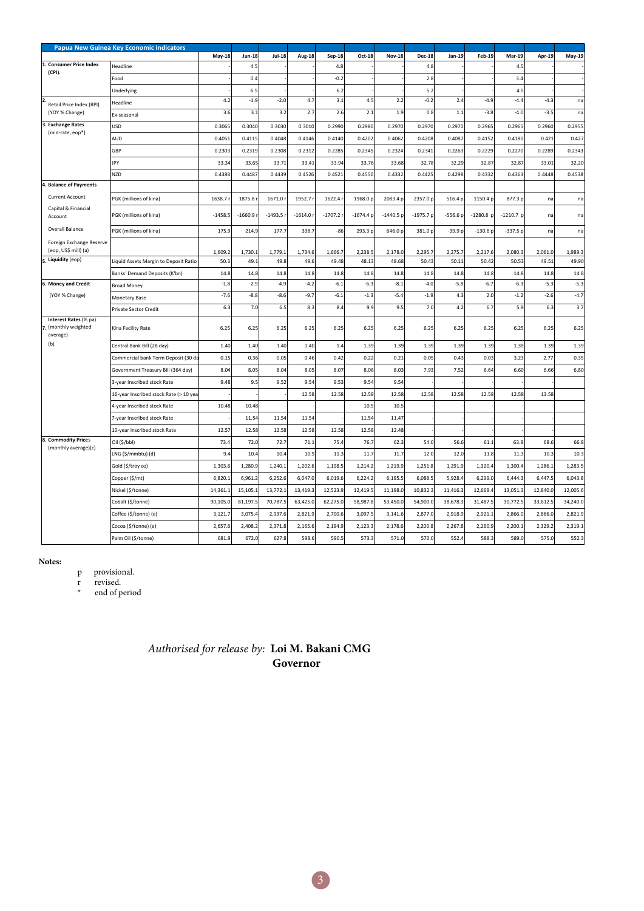| Papua New Guinea Key Economic Indicators | | May-18 | Jun-18 | Jul-18 | Aug-18 | Sep-18 | Oct-18 | Nov-18 | Dec-18 | Jan-19 | Feb-19 | Mar-19 | Apr-19 | May-19 |
|---|---|---|---|---|---|---|---|---|---|---|---|---|---|---|
| 1. Consumer Price Index (CPI). | Headline | - | 4.5 | - | - | 4.8 | - | - | 4.8 | - | - | 4.5 | - | - |
| | Food | - | 0.4 | - | - | -0.2 | - | - | 2.8 | - | - | 3.4 | - | - |
| | Underlying | - | 6.5 | - | - | 6.2 | - | - | 5.2 | - | - | 4.5 | - | - |
| 2. Retail Price Index (RPI) (YOY % Change) | Headline | 4.2 | -1.9 | -2.0 | 4.7 | 3.1 | 4.5 | 2.2 | -0.2 | 2.4 | -4.9 | -4.4 | -4.3 | na |
| | Ex-seasonal | 3.6 | 3.1 | 3.2 | 2.7 | 2.6 | 2.1 | 1.9 | 0.8 | 1.1 | -3.8 | -4.0 | -3.5 | na |
| 3. Exchange Rates (mid-rate, eop*) | USD | 0.3065 | 0.3040 | 0.3030 | 0.3010 | 0.2990 | 0.2980 | 0.2970 | 0.2970 | 0.2970 | 0.2965 | 0.2965 | 0.2960 | 0.2955 |
| | AUD | 0.4051 | 0.4115 | 0.4048 | 0.4146 | 0.4140 | 0.4202 | 0.4062 | 0.4208 | 0.4087 | 0.4152 | 0.4180 | 0.421 | 0.427 |
| | GBP | 0.2303 | 0.2319 | 0.2308 | 0.2312 | 0.2285 | 0.2345 | 0.2324 | 0.2341 | 0.2263 | 0.2229 | 0.2270 | 0.2289 | 0.2343 |
| | JPY | 33.34 | 33.65 | 33.71 | 33.41 | 33.94 | 33.76 | 33.68 | 32.78 | 32.29 | 32.87 | 32.87 | 33.01 | 32.20 |
| | NZD | 0.4388 | 0.4487 | 0.4439 | 0.4526 | 0.4521 | 0.4550 | 0.4332 | 0.4425 | 0.4298 | 0.4332 | 0.4363 | 0.4448 | 0.4538 |
| 4. Balance of Payments | | | | | | | | | | | | | | |
| Current Account | PGK (millions of kina) | 1638.7 r | 1875.8 r | 1671.0 r | 1952.7 r | 1622.4 r | 1968.0 p | 2083.4 p | 2357.0 p | 516.4 p | 1150.4 p | 877.3 p | na | na |
| Capital & Financial Account | PGK (millions of kina) | -1458.5 | -1660.9 r | -1493.5 r | -1614.0 r | -1707.2 r | -1674.4 p | -1440.5 p | -1975.7 p | -556.6 p | -1280.8 p | -1210.7 p | na | na |
| Overall Balance | PGK (millions of kina) | 175.9 | 214.9 | 177.7 | 338.7 | -86 | 293.3 p | 646.0 p | 381.0 p | -39.9 p | -130.6 p | -337.5 p | na | na |
| Foreign Exchange Reserve (eop, US$ mill) (a) | | 1,609.2 | 1,730.1 | 1,779.1 | 1,734.6 | 1,666.7 | 2,238.5 | 2,178.0 | 2,295.7 | 2,275.7 | 2,217.6 | 2,080.3 | 2,061.0 | 1,989.3 |
| 5. Liquidity (eop) | Liquid Assets Margin to Deposit Ratio | 50.3 | 49.1 | 49.8 | 49.6 | 49.48 | 48.13 | 48.68 | 50.43 | 50.11 | 50.42 | 50.53 | 49.51 | 49.90 |
| | Banks' Demand Deposits (K'bn) | 14.8 | 14.8 | 14.8 | 14.8 | 14.8 | 14.8 | 14.8 | 14.8 | 14.8 | 14.8 | 14.8 | 14.8 | 14.8 |
| 6. Money and Credit (YOY % Change) | Broad Money | -1.8 | -2.9 | -4.9 | -4.2 | -6.1 | -6.3 | -8.1 | -4.0 | -5.8 | -6.7 | -6.3 | -5.3 | -5.3 |
| | Monetary Base | -7.6 | -8.8 | -8.6 | -9.7 | -6.1 | -1.3 | -5.4 | -1.9 | 4.3 | 2.0 | -1.2 | -2.6 | -4.7 |
| | Private Sector Credit | 6.3 | 7.0 | 6.5 | 8.3 | 8.4 | 9.9 | 9.5 | 7.0 | 4.2 | 6.7 | 5.9 | 6.3 | 3.7 |
| 7. Interest Rates (% pa) (monthly weighted average) (b) | Kina Facility Rate | 6.25 | 6.25 | 6.25 | 6.25 | 6.25 | 6.25 | 6.25 | 6.25 | 6.25 | 6.25 | 6.25 | 6.25 | 6.25 |
| | Central Bank Bill (28 day) | 1.40 | 1.40 | 1.40 | 1.40 | 1.4 | 1.39 | 1.39 | 1.39 | 1.39 | 1.39 | 1.39 | 1.39 | 1.39 |
| | Commercial bank Term Deposit (30 da | 0.15 | 0.36 | 0.05 | 0.46 | 0.42 | 0.22 | 0.21 | 0.05 | 0.43 | 0.03 | 3.23 | 2.77 | 0.35 |
| | Government Treasury Bill (364 day) | 8.04 | 8.05 | 8.04 | 8.05 | 8.07 | 8.06 | 8.03 | 7.93 | 7.52 | 6.64 | 6.60 | 6.66 | 6.80 |
| | 3-year Inscribed stock Rate | 9.48 | 9.5 | 9.52 | 9.54 | 9.53 | 9.54 | 9.54 | - | - | - | - | - | |
| | 16-year Inscribed stock Rate (> 10 yea | - | - | - | 12.58 | 12.58 | 12.58 | 12.58 | 12.58 | 12.58 | 12.58 | 12.58 | 13.58 | |
| | 4-year Inscribed stock Rate | 10.48 | 10.48 | - | - | - | 10.5 | 10.5 | - | - | - | - | - | |
| | 7-year Inscribed stock Rate | - | 11.54 | 11.54 | 11.54 | - | 11.54 | 11.47 | - | - | - | - | - | |
| | 10-year Inscribed stock Rate | 12.57 | 12.58 | 12.58 | 12.58 | 12.58 | 12.58 | 12.48 | - | - | - | - | - | |
| 8. Commodity Prices (monthly average)(c) | Oil ($/bbl) | 73.4 | 72.0 | 72.7 | 71.1 | 75.4 | 76.7 | 62.3 | 54.0 | 56.6 | 61.1 | 63.8 | 68.6 | 66.8 |
| | LNG ($/mmbtu) (d) | 9.4 | 10.4 | 10.4 | 10.9 | 11.3 | 11.7 | 11.7 | 12.0 | 12.0 | 11.8 | 11.3 | 10.3 | 10.3 |
| | Gold ($/troy oz) | 1,303.6 | 1,280.9 | 1,240.1 | 1,202.6 | 1,198.5 | 1,214.2 | 1,219.9 | 1,251.8 | 1,291.9 | 1,320.4 | 1,300.4 | 1,286.1 | 1,283.5 |
| | Copper ($/mt) | 6,820.1 | 6,961.2 | 6,252.6 | 6,047.0 | 6,019.6 | 6,224.2 | 6,195.5 | 6,088.5 | 5,928.4 | 6,299.0 | 6,444.3 | 6,447.5 | 6,043.8 |
| | Nickel ($/tonne) | 14,361.1 | 15,105.1 | 13,772.1 | 13,419.3 | 12,523.9 | 12,419.5 | 11,198.0 | 10,832.3 | 11,416.3 | 12,669.4 | 13,051.3 | 12,840.0 | 12,005.6 |
| | Cobalt ($/tonne) | 90,105.0 | 81,197.5 | 70,787.5 | 63,425.0 | 62,275.0 | 58,987.8 | 53,450.0 | 54,900.0 | 38,678.3 | 31,487.5 | 30,772.5 | 33,612.5 | 34,240.0 |
| | Coffee ($/tonne) (e) | 3,121.7 | 3,075.4 | 2,937.6 | 2,821.9 | 2,700.6 | 3,097.5 | 3,141.6 | 2,877.0 | 2,918.9 | 2,921.1 | 2,866.0 | 2,866.0 | 2,821.9 |
| | Cocoa ($/tonne) (e) | 2,657.6 | 2,408.2 | 2,371.8 | 2,165.6 | 2,194.9 | 2,123.3 | 2,178.6 | 2,200.8 | 2,267.8 | 2,260.9 | 2,200.1 | 2,329.2 | 2,319.1 |
| | Palm Oil ($/tonne) | 681.9 | 672.0 | 627.8 | 598.6 | 590.5 | 573.3 | 571.0 | 570.0 | 552.4 | 588.3 | 589.0 | 575.0 | 552.3 |

**Notes:**

p provisional.
r revised.
\* end of period

*Authorised for release by:* **Loi M. Bakani CMG**
**Governor**